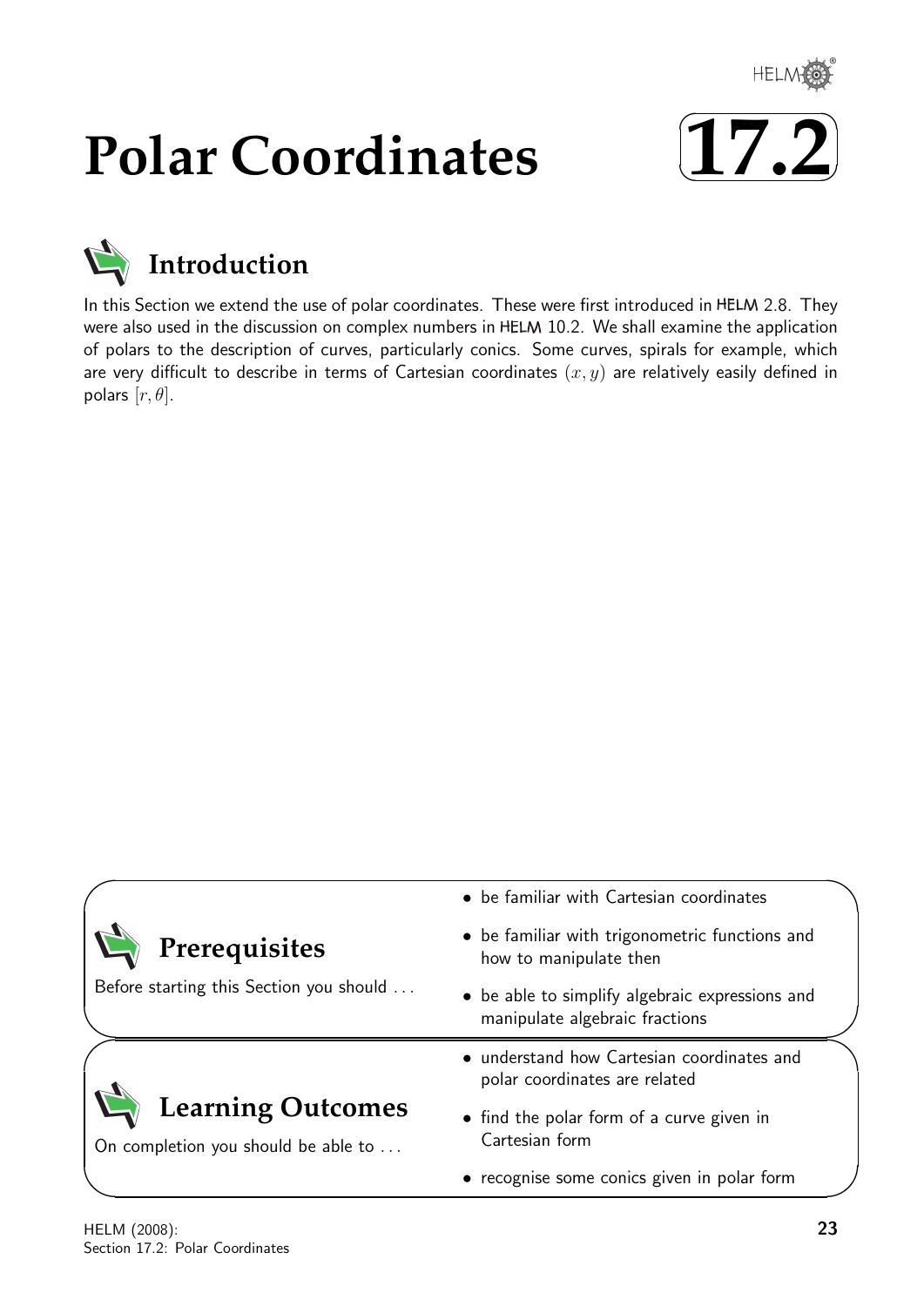# Polar Coordinates

# 17.2

## Introduction

In this Section we extend the use of polar coordinates. These were first introduced in HELM 2.8. They were also used in the discussion on complex numbers in HELM 10.2. We shall examine the application of polars to the description of curves, particularly conics. Some curves, spirals for example, which are very difficult to describe in terms of Cartesian coordinates $(x, y)$ are relatively easily defined in polars $[r, \theta]$.

## Prerequisites

Before starting this Section you should ...

- be familiar with Cartesian coordinates
- be familiar with trigonometric functions and how to manipulate then
- be able to simplify algebraic expressions and manipulate algebraic fractions

## Learning Outcomes

On completion you should be able to ...

- understand how Cartesian coordinates and polar coordinates are related
- find the polar form of a curve given in Cartesian form
- recognise some conics given in polar form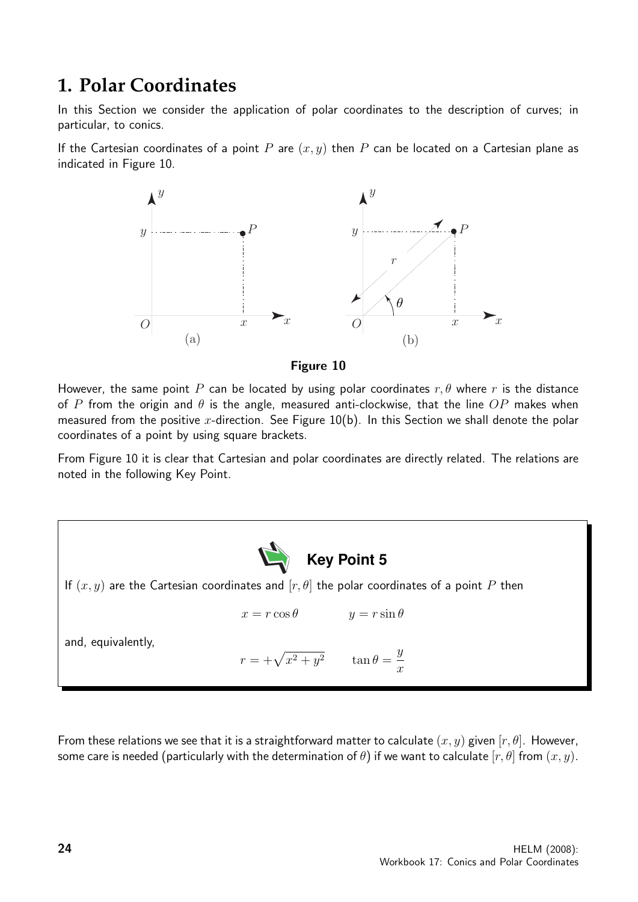# 1. Polar Coordinates

In this Section we consider the application of polar coordinates to the description of curves; in particular, to conics.

If the Cartesian coordinates of a point $P$ are $(x, y)$ then $P$ can be located on a Cartesian plane as indicated in Figure 10.

**Figure 10**

However, the same point $P$ can be located by using polar coordinates $r, \theta$ where $r$ is the distance of $P$ from the origin and $\theta$ is the angle, measured anti-clockwise, that the line $OP$ makes when measured from the positive $x$-direction. See Figure 10(b). In this Section we shall denote the polar coordinates of a point by using square brackets.

From Figure 10 it is clear that Cartesian and polar coordinates are directly related. The relations are noted in the following Key Point.

**Key Point 5**

If $(x, y)$ are the Cartesian coordinates and $[r, \theta]$ the polar coordinates of a point $P$ then

$$x = r\cos\theta \qquad y = r\sin\theta$$

and, equivalently,

$$r = +\sqrt{x^2 + y^2} \qquad \tan\theta = \frac{y}{x}$$

From these relations we see that it is a straightforward matter to calculate $(x, y)$ given $[r, \theta]$. However, some care is needed (particularly with the determination of $\theta$) if we want to calculate $[r, \theta]$ from $(x, y)$.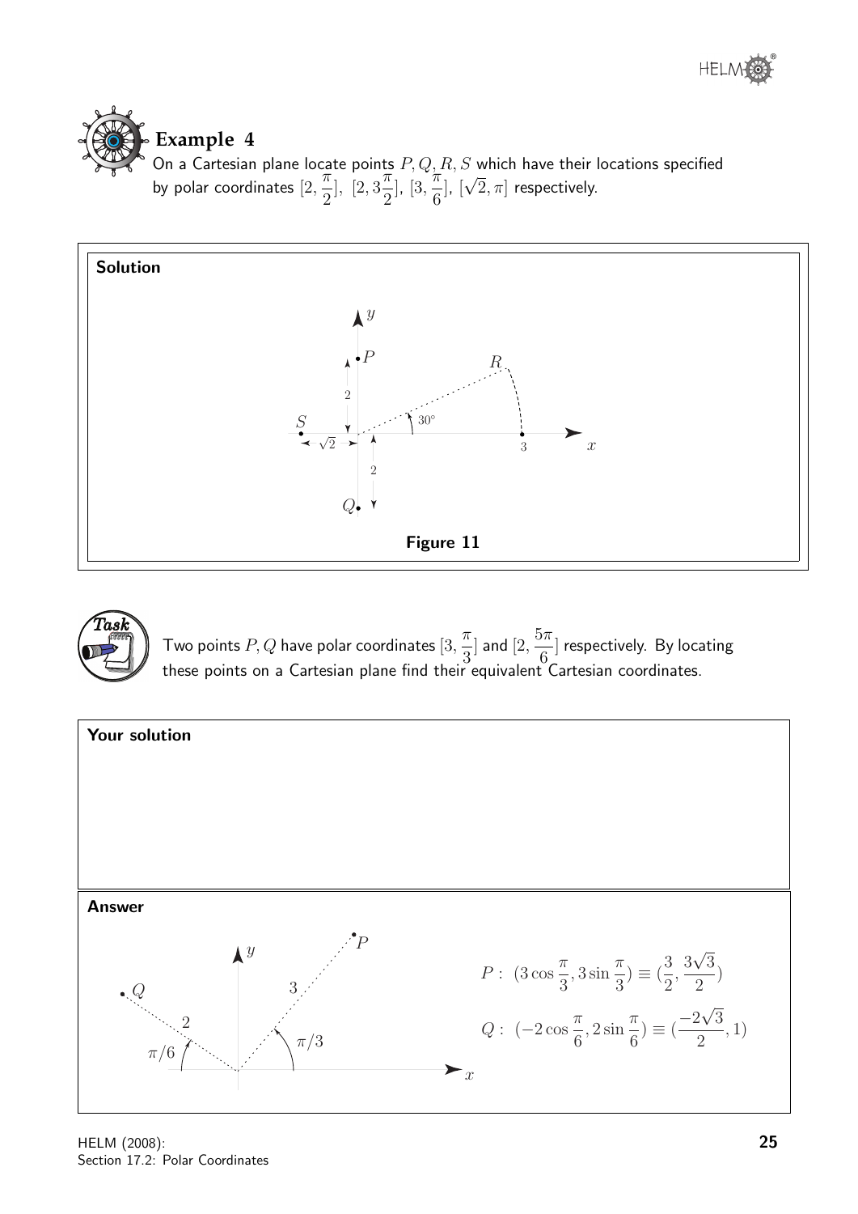## Example 4

On a Cartesian plane locate points $P, Q, R, S$ which have their locations specified by polar coordinates $[2, \frac{\pi}{2}]$, $[2, 3\frac{\pi}{2}]$, $[3, \frac{\pi}{6}]$, $[\sqrt{2}, \pi]$ respectively.

**Solution**

**Figure 11**

---

**Task**

Two points $P, Q$ have polar coordinates $[3, \frac{\pi}{3}]$ and $[2, \frac{5\pi}{6}]$ respectively. By locating these points on a Cartesian plane find their equivalent Cartesian coordinates.

**Your solution**

**Answer**

$$P: \ (3\cos\frac{\pi}{3}, 3\sin\frac{\pi}{3}) \equiv (\frac{3}{2}, \frac{3\sqrt{3}}{2})$$

$$Q: \ (-2\cos\frac{\pi}{6}, 2\sin\frac{\pi}{6}) \equiv (\frac{-2\sqrt{3}}{2}, 1)$$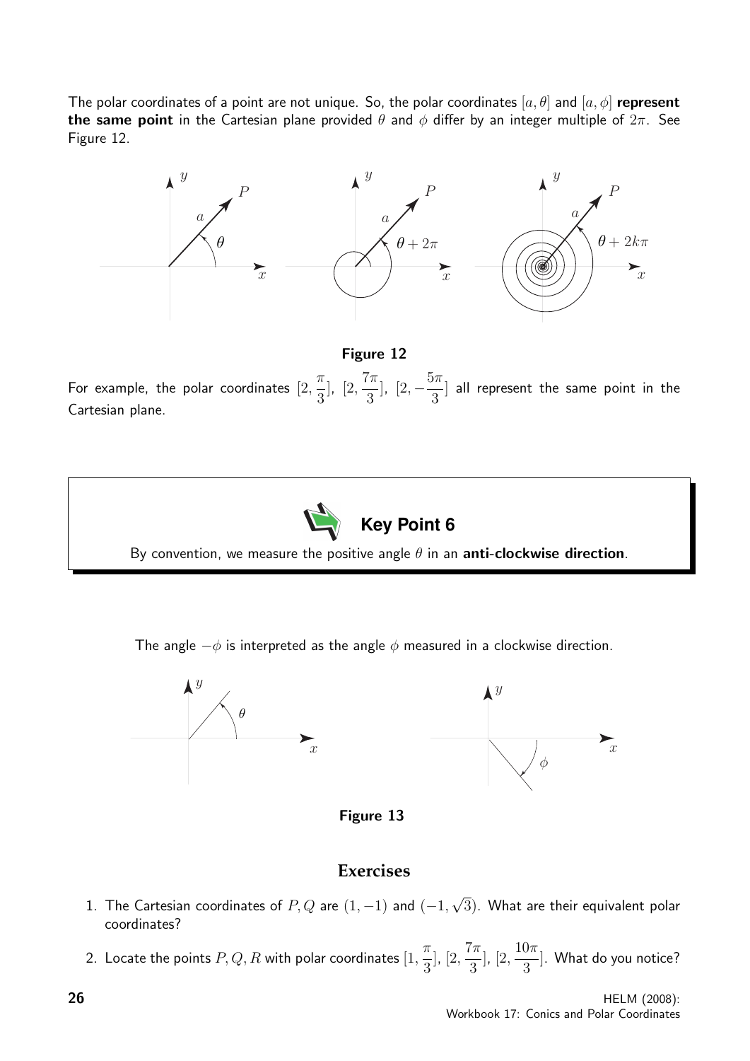The polar coordinates of a point are not unique. So, the polar coordinates $[a, \theta]$ and $[a, \phi]$ **represent the same point** in the Cartesian plane provided $\theta$ and $\phi$ differ by an integer multiple of $2\pi$. See Figure 12.

**Figure 12**

For example, the polar coordinates $[2, \frac{\pi}{3}]$, $[2, \frac{7\pi}{3}]$, $[2, -\frac{5\pi}{3}]$ all represent the same point in the Cartesian plane.

> **Key Point 6**
>
> By convention, we measure the positive angle $\theta$ in an **anti-clockwise direction**.

The angle $-\phi$ is interpreted as the angle $\phi$ measured in a clockwise direction.

**Figure 13**

## Exercises

1. The Cartesian coordinates of $P, Q$ are $(1, -1)$ and $(-1, \sqrt{3})$. What are their equivalent polar coordinates?

2. Locate the points $P, Q, R$ with polar coordinates $[1, \frac{\pi}{3}]$, $[2, \frac{7\pi}{3}]$, $[2, \frac{10\pi}{3}]$. What do you notice?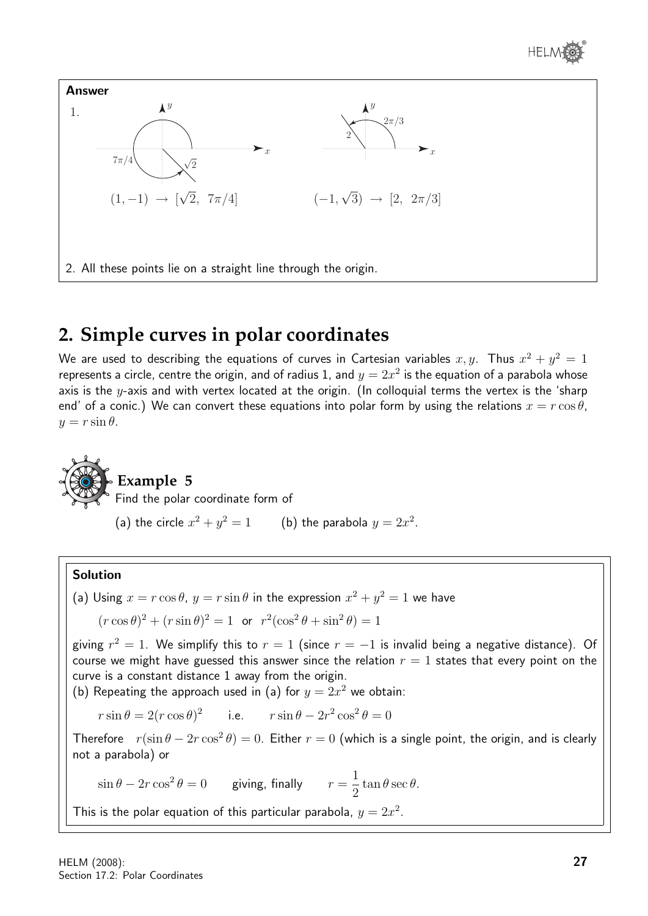**Answer**

1.

$(1, -1) \rightarrow [\sqrt{2},\ 7\pi/4]$ $\qquad$ $(-1, \sqrt{3}) \rightarrow [2,\ 2\pi/3]$

2. All these points lie on a straight line through the origin.

## 2. Simple curves in polar coordinates

We are used to describing the equations of curves in Cartesian variables $x, y$. Thus $x^2 + y^2 = 1$ represents a circle, centre the origin, and of radius 1, and $y = 2x^2$ is the equation of a parabola whose axis is the $y$-axis and with vertex located at the origin. (In colloquial terms the vertex is the 'sharp end' of a conic.) We can convert these equations into polar form by using the relations $x = r\cos\theta$, $y = r\sin\theta$.

### Example 5

Find the polar coordinate form of

(a) the circle $x^2 + y^2 = 1$ $\qquad$ (b) the parabola $y = 2x^2$.

**Solution**

(a) Using $x = r\cos\theta$, $y = r\sin\theta$ in the expression $x^2 + y^2 = 1$ we have

$$(r\cos\theta)^2 + (r\sin\theta)^2 = 1 \quad \text{or} \quad r^2(\cos^2\theta + \sin^2\theta) = 1$$

giving $r^2 = 1$. We simplify this to $r = 1$ (since $r = -1$ is invalid being a negative distance). Of course we might have guessed this answer since the relation $r = 1$ states that every point on the curve is a constant distance 1 away from the origin.

(b) Repeating the approach used in (a) for $y = 2x^2$ we obtain:

$$r\sin\theta = 2(r\cos\theta)^2 \qquad \text{i.e.} \qquad r\sin\theta - 2r^2\cos^2\theta = 0$$

Therefore $\quad r(\sin\theta - 2r\cos^2\theta) = 0$. Either $r = 0$ (which is a single point, the origin, and is clearly not a parabola) or

$$\sin\theta - 2r\cos^2\theta = 0 \qquad \text{giving, finally} \qquad r = \frac{1}{2}\tan\theta\sec\theta.$$

This is the polar equation of this particular parabola, $y = 2x^2$.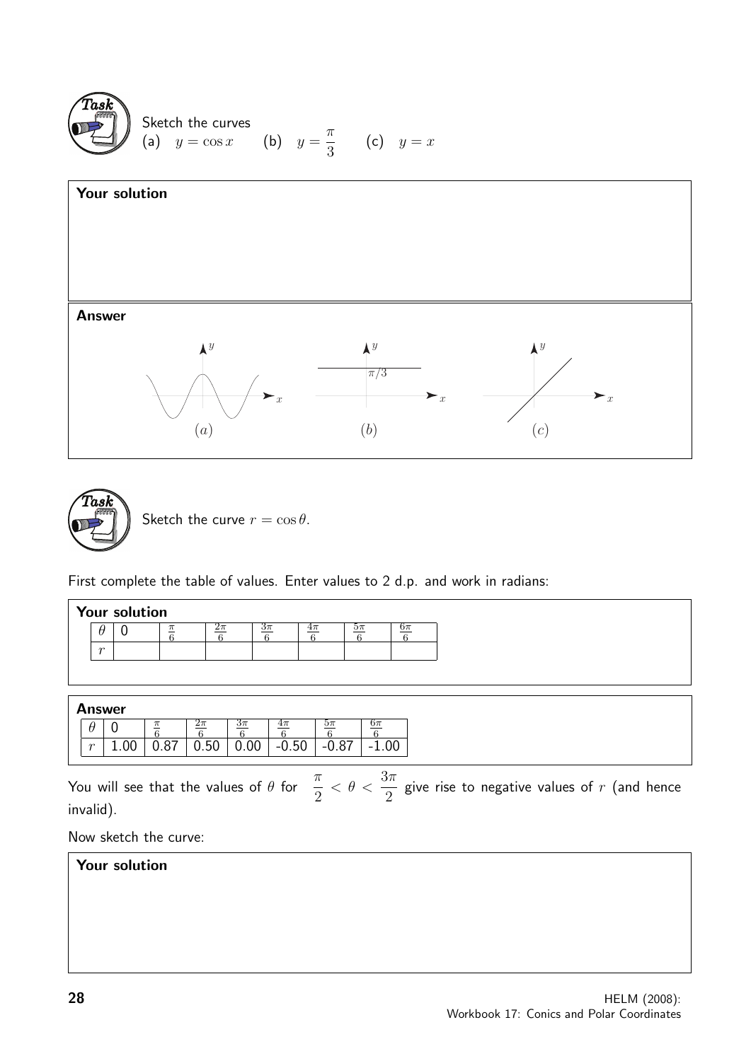**Task**

Sketch the curves
(a) $y = \cos x$ (b) $y = \dfrac{\pi}{3}$ (c) $y = x$

**Your solution**

**Answer**

(a) (b) (c)

---

**Task**

Sketch the curve $r = \cos\theta$.

First complete the table of values. Enter values to 2 d.p. and work in radians:

**Your solution**

| $\theta$ | 0 | $\frac{\pi}{6}$ | $\frac{2\pi}{6}$ | $\frac{3\pi}{6}$ | $\frac{4\pi}{6}$ | $\frac{5\pi}{6}$ | $\frac{6\pi}{6}$ |
|---|---|---|---|---|---|---|---|
| $r$ | | | | | | | |

**Answer**

| $\theta$ | 0 | $\frac{\pi}{6}$ | $\frac{2\pi}{6}$ | $\frac{3\pi}{6}$ | $\frac{4\pi}{6}$ | $\frac{5\pi}{6}$ | $\frac{6\pi}{6}$ |
|---|---|---|---|---|---|---|---|
| $r$ | 1.00 | 0.87 | 0.50 | 0.00 | -0.50 | -0.87 | -1.00 |

You will see that the values of $\theta$ for $\dfrac{\pi}{2} < \theta < \dfrac{3\pi}{2}$ give rise to negative values of $r$ (and hence invalid).

Now sketch the curve:

**Your solution**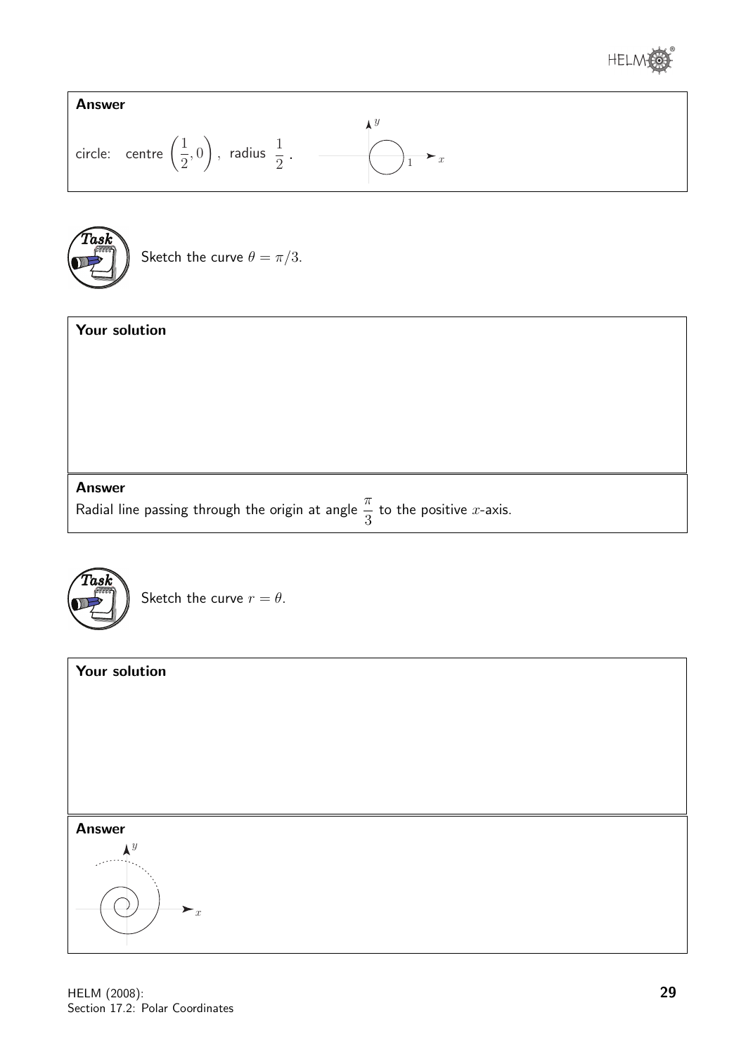**Answer**

circle: centre $\left(\frac{1}{2}, 0\right)$, radius $\frac{1}{2}$.

**Task**

Sketch the curve $\theta = \pi/3$.

**Your solution**

**Answer**

Radial line passing through the origin at angle $\frac{\pi}{3}$ to the positive $x$-axis.

**Task**

Sketch the curve $r = \theta$.

**Your solution**

**Answer**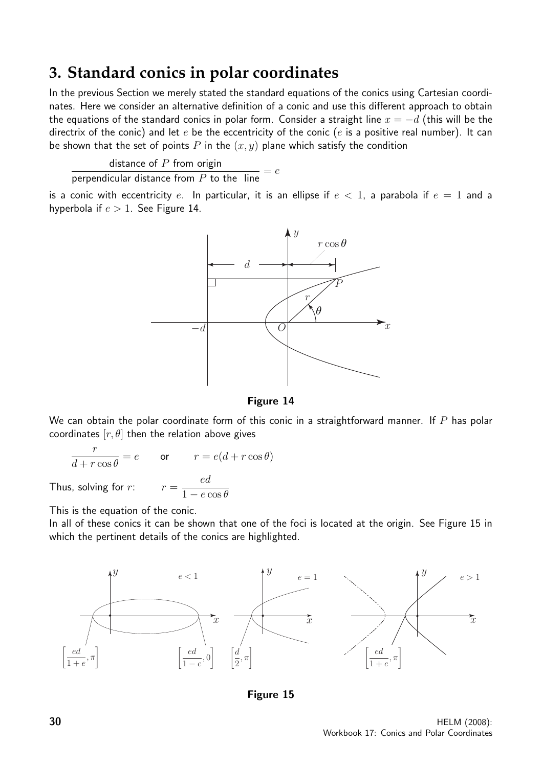## 3. Standard conics in polar coordinates

In the previous Section we merely stated the standard equations of the conics using Cartesian coordinates. Here we consider an alternative definition of a conic and use this different approach to obtain the equations of the standard conics in polar form. Consider a straight line $x = -d$ (this will be the directrix of the conic) and let $e$ be the eccentricity of the conic ($e$ is a positive real number). It can be shown that the set of points $P$ in the $(x, y)$ plane which satisfy the condition

$$\frac{\text{distance of } P \text{ from origin}}{\text{perpendicular distance from } P \text{ to the line}} = e$$

is a conic with eccentricity $e$. In particular, it is an ellipse if $e < 1$, a parabola if $e = 1$ and a hyperbola if $e > 1$. See Figure 14.

**Figure 14**

We can obtain the polar coordinate form of this conic in a straightforward manner. If $P$ has polar coordinates $[r, \theta]$ then the relation above gives

$$\frac{r}{d + r\cos\theta} = e \qquad \text{or} \qquad r = e(d + r\cos\theta)$$

Thus, solving for $r$: $\qquad r = \dfrac{ed}{1 - e\cos\theta}$

This is the equation of the conic.

In all of these conics it can be shown that one of the foci is located at the origin. See Figure 15 in which the pertinent details of the conics are highlighted.

**Figure 15**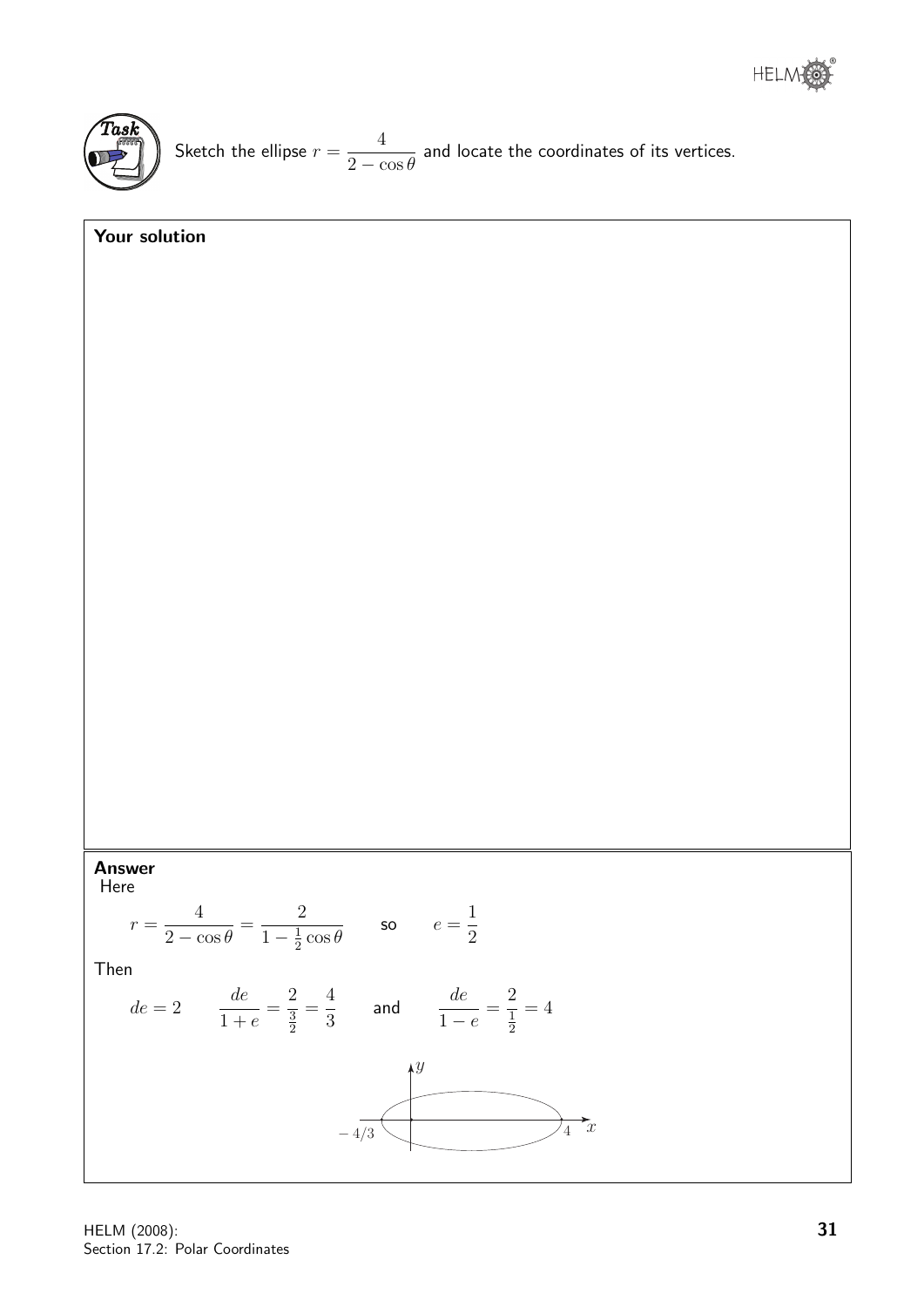**Task**

Sketch the ellipse $r = \dfrac{4}{2 - \cos\theta}$ and locate the coordinates of its vertices.

**Your solution**

**Answer**

Here

$$r = \frac{4}{2 - \cos\theta} = \frac{2}{1 - \frac{1}{2}\cos\theta} \qquad \text{so} \qquad e = \frac{1}{2}$$

Then

$$de = 2 \qquad \frac{de}{1+e} = \frac{2}{\frac{3}{2}} = \frac{4}{3} \qquad \text{and} \qquad \frac{de}{1-e} = \frac{2}{\frac{1}{2}} = 4$$

$y$

$-4/3$ $\quad$ $4$ $\quad x$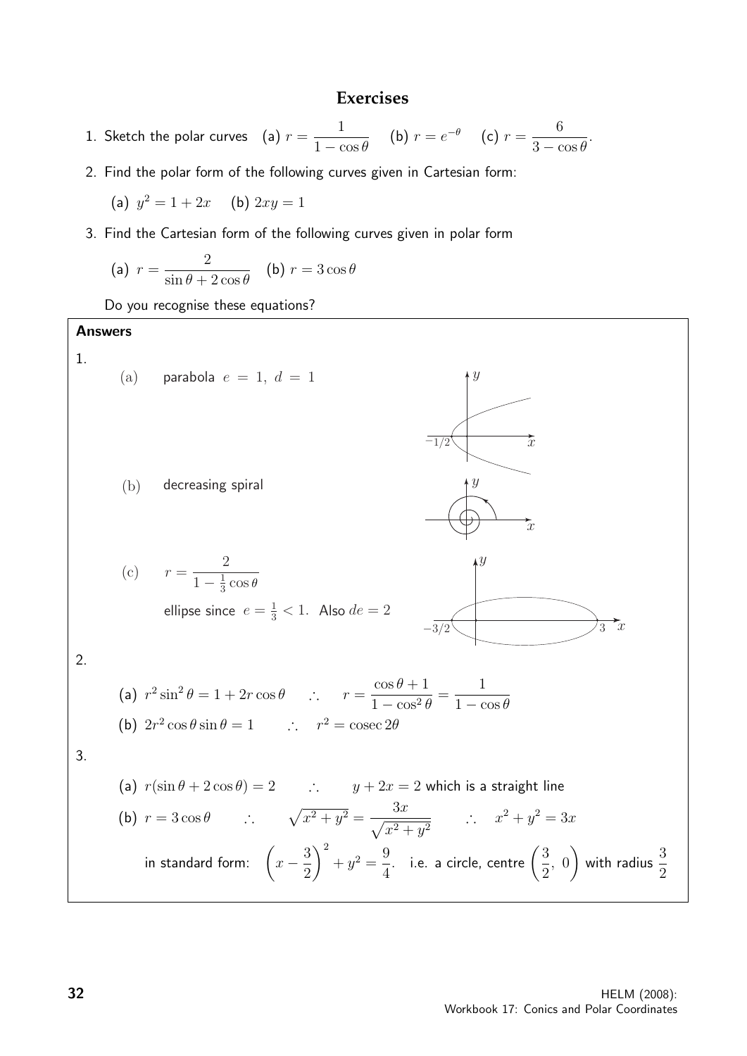# Exercises

1. Sketch the polar curves (a) $r = \dfrac{1}{1-\cos\theta}$ (b) $r = e^{-\theta}$ (c) $r = \dfrac{6}{3-\cos\theta}$.

2. Find the polar form of the following curves given in Cartesian form:

   (a) $y^2 = 1 + 2x$ (b) $2xy = 1$

3. Find the Cartesian form of the following curves given in polar form

   (a) $r = \dfrac{2}{\sin\theta + 2\cos\theta}$ (b) $r = 3\cos\theta$

   Do you recognise these equations?

**Answers**

1.

(a) parabola $e = 1,\ d = 1$

$y$

$-1/2$

$x$

(b) decreasing spiral

$y$

$x$

(c) $r = \dfrac{2}{1 - \frac{1}{3}\cos\theta}$

ellipse since $e = \frac{1}{3} < 1$. Also $de = 2$

$y$

$-3/2$

$3$

$x$

2.

(a) $r^2\sin^2\theta = 1 + 2r\cos\theta \quad \therefore \quad r = \dfrac{\cos\theta + 1}{1 - \cos^2\theta} = \dfrac{1}{1-\cos\theta}$

(b) $2r^2\cos\theta\sin\theta = 1 \quad \therefore \quad r^2 = \text{cosec}\, 2\theta$

3.

(a) $r(\sin\theta + 2\cos\theta) = 2 \quad \therefore \quad y + 2x = 2$ which is a straight line

(b) $r = 3\cos\theta \quad \therefore \quad \sqrt{x^2+y^2} = \dfrac{3x}{\sqrt{x^2+y^2}} \quad \therefore \quad x^2 + y^2 = 3x$

in standard form: $\left(x - \dfrac{3}{2}\right)^2 + y^2 = \dfrac{9}{4}$. i.e. a circle, centre $\left(\dfrac{3}{2},\ 0\right)$ with radius $\dfrac{3}{2}$